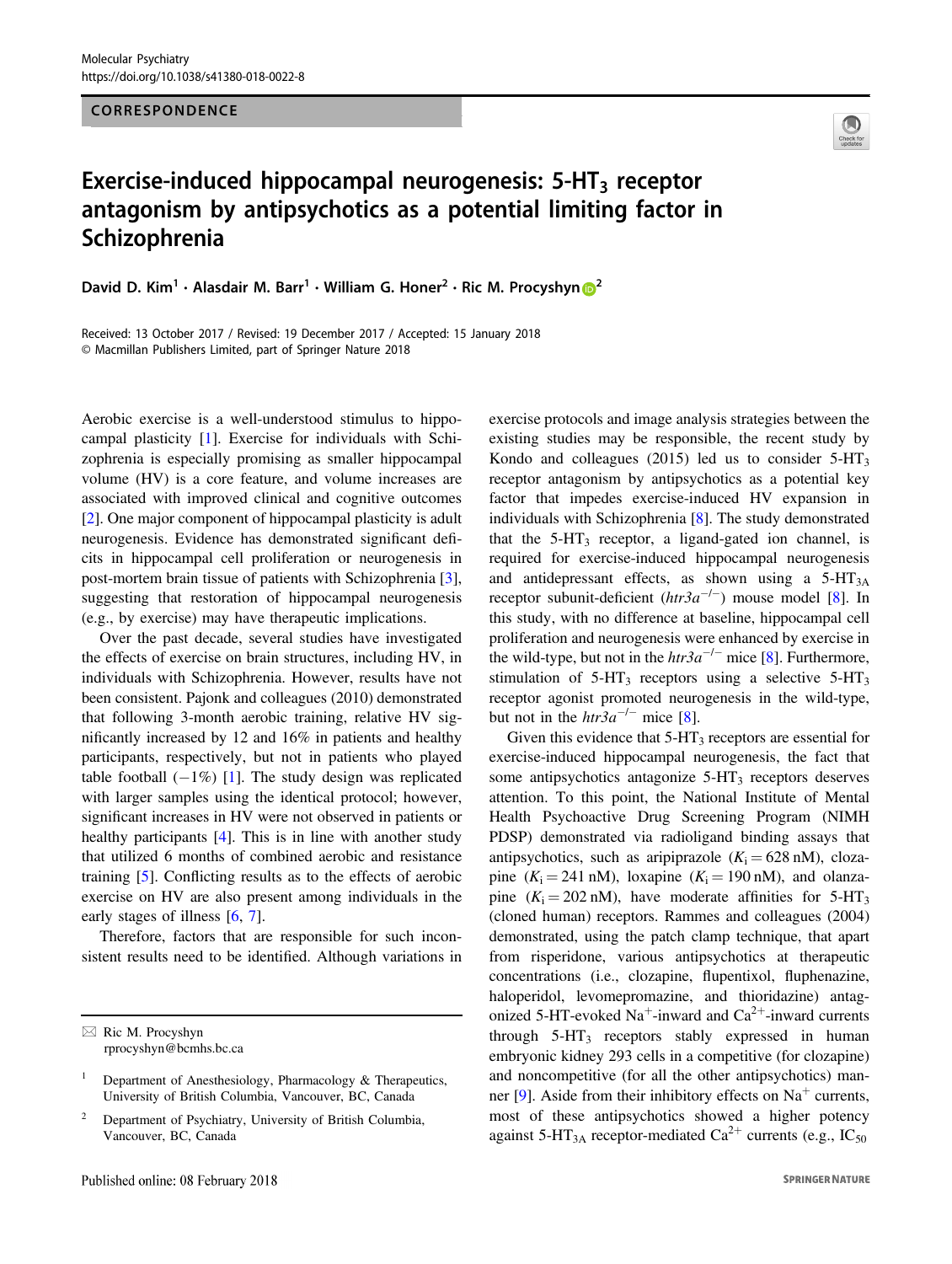CORRESPONDENCE

# Exercise-induced hippocampal neurogenesis: 5-HT$_3$ receptor antagonism by antipsychotics as a potential limiting factor in Schizophrenia

David D. Kim[1] · Alasdair M. Barr[1] · William G. Honer[2] · Ric M. Procyshyn[2]

Received: 13 October 2017 / Revised: 19 December 2017 / Accepted: 15 January 2018
© Macmillan Publishers Limited, part of Springer Nature 2018

Aerobic exercise is a well-understood stimulus to hippocampal plasticity [1]. Exercise for individuals with Schizophrenia is especially promising as smaller hippocampal volume (HV) is a core feature, and volume increases are associated with improved clinical and cognitive outcomes [2]. One major component of hippocampal plasticity is adult neurogenesis. Evidence has demonstrated significant deficits in hippocampal cell proliferation or neurogenesis in post-mortem brain tissue of patients with Schizophrenia [3], suggesting that restoration of hippocampal neurogenesis (e.g., by exercise) may have therapeutic implications.

Over the past decade, several studies have investigated the effects of exercise on brain structures, including HV, in individuals with Schizophrenia. However, results have not been consistent. Pajonk and colleagues (2010) demonstrated that following 3-month aerobic training, relative HV significantly increased by 12 and 16% in patients and healthy participants, respectively, but not in patients who played table football (−1%) [1]. The study design was replicated with larger samples using the identical protocol; however, significant increases in HV were not observed in patients or healthy participants [4]. This is in line with another study that utilized 6 months of combined aerobic and resistance training [5]. Conflicting results as to the effects of aerobic exercise on HV are also present among individuals in the early stages of illness [6, 7].

Therefore, factors that are responsible for such inconsistent results need to be identified. Although variations in exercise protocols and image analysis strategies between the existing studies may be responsible, the recent study by Kondo and colleagues (2015) led us to consider 5-HT$_3$ receptor antagonism by antipsychotics as a potential key factor that impedes exercise-induced HV expansion in individuals with Schizophrenia [8]. The study demonstrated that the 5-HT$_3$ receptor, a ligand-gated ion channel, is required for exercise-induced hippocampal neurogenesis and antidepressant effects, as shown using a 5-HT$_{3A}$ receptor subunit-deficient (*htr3a*$^{-/-}$) mouse model [8]. In this study, with no difference at baseline, hippocampal cell proliferation and neurogenesis were enhanced by exercise in the wild-type, but not in the *htr3a*$^{-/-}$ mice [8]. Furthermore, stimulation of 5-HT$_3$ receptors using a selective 5-HT$_3$ receptor agonist promoted neurogenesis in the wild-type, but not in the *htr3a*$^{-/-}$ mice [8].

Given this evidence that 5-HT$_3$ receptors are essential for exercise-induced hippocampal neurogenesis, the fact that some antipsychotics antagonize 5-HT$_3$ receptors deserves attention. To this point, the National Institute of Mental Health Psychoactive Drug Screening Program (NIMH PDSP) demonstrated via radioligand binding assays that antipsychotics, such as aripiprazole ($K_i = 628$ nM), clozapine ($K_i = 241$ nM), loxapine ($K_i = 190$ nM), and olanzapine ($K_i = 202$ nM), have moderate affinities for 5-HT$_3$ (cloned human) receptors. Rammes and colleagues (2004) demonstrated, using the patch clamp technique, that apart from risperidone, various antipsychotics at therapeutic concentrations (i.e., clozapine, flupentixol, fluphenazine, haloperidol, levomepromazine, and thioridazine) antagonized 5-HT-evoked $Na^+$-inward and $Ca^{2+}$-inward currents through 5-HT$_3$ receptors stably expressed in human embryonic kidney 293 cells in a competitive (for clozapine) and noncompetitive (for all the other antipsychotics) manner [9]. Aside from their inhibitory effects on $Na^+$ currents, most of these antipsychotics showed a higher potency against 5-HT$_{3A}$ receptor-mediated $Ca^{2+}$ currents (e.g., IC$_{50}$

✉ Ric M. Procyshyn
rprocyshyn@bcmhs.bc.ca

[1] Department of Anesthesiology, Pharmacology & Therapeutics, University of British Columbia, Vancouver, BC, Canada

[2] Department of Psychiatry, University of British Columbia, Vancouver, BC, Canada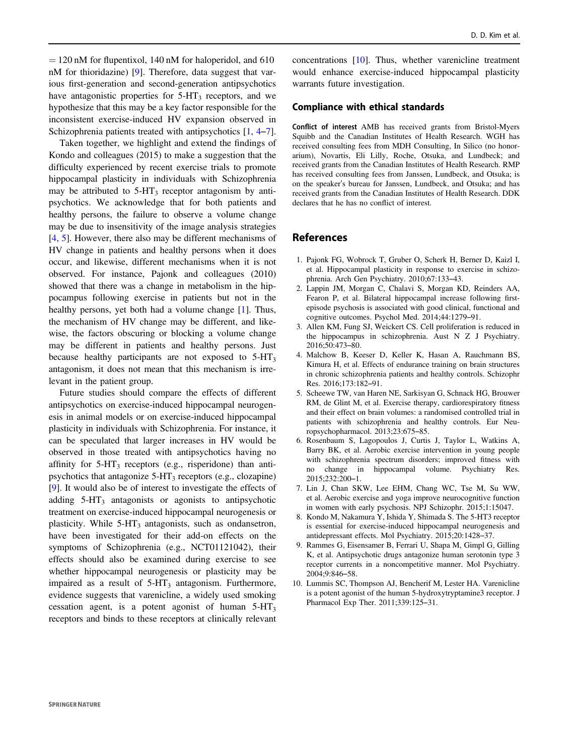= 120 nM for flupentixol, 140 nM for haloperidol, and 610 nM for thioridazine) [9]. Therefore, data suggest that various first-generation and second-generation antipsychotics have antagonistic properties for 5-$HT_3$ receptors, and we hypothesize that this may be a key factor responsible for the inconsistent exercise-induced HV expansion observed in Schizophrenia patients treated with antipsychotics [1, 4–7].

Taken together, we highlight and extend the findings of Kondo and colleagues (2015) to make a suggestion that the difficulty experienced by recent exercise trials to promote hippocampal plasticity in individuals with Schizophrenia may be attributed to 5-$HT_3$ receptor antagonism by antipsychotics. We acknowledge that for both patients and healthy persons, the failure to observe a volume change may be due to insensitivity of the image analysis strategies [4, 5]. However, there also may be different mechanisms of HV change in patients and healthy persons when it does occur, and likewise, different mechanisms when it is not observed. For instance, Pajonk and colleagues (2010) showed that there was a change in metabolism in the hippocampus following exercise in patients but not in the healthy persons, yet both had a volume change [1]. Thus, the mechanism of HV change may be different, and likewise, the factors obscuring or blocking a volume change may be different in patients and healthy persons. Just because healthy participants are not exposed to 5-$HT_3$ antagonism, it does not mean that this mechanism is irrelevant in the patient group.

Future studies should compare the effects of different antipsychotics on exercise-induced hippocampal neurogenesis in animal models or on exercise-induced hippocampal plasticity in individuals with Schizophrenia. For instance, it can be speculated that larger increases in HV would be observed in those treated with antipsychotics having no affinity for 5-$HT_3$ receptors (e.g., risperidone) than antipsychotics that antagonize 5-$HT_3$ receptors (e.g., clozapine) [9]. It would also be of interest to investigate the effects of adding 5-$HT_3$ antagonists or agonists to antipsychotic treatment on exercise-induced hippocampal neurogenesis or plasticity. While 5-$HT_3$ antagonists, such as ondansetron, have been investigated for their add-on effects on the symptoms of Schizophrenia (e.g., NCT01121042), their effects should also be examined during exercise to see whether hippocampal neurogenesis or plasticity may be impaired as a result of 5-$HT_3$ antagonism. Furthermore, evidence suggests that varenicline, a widely used smoking cessation agent, is a potent agonist of human 5-$HT_3$ receptors and binds to these receptors at clinically relevant concentrations [10]. Thus, whether varenicline treatment would enhance exercise-induced hippocampal plasticity warrants future investigation.

## Compliance with ethical standards

**Conflict of interest** AMB has received grants from Bristol-Myers Squibb and the Canadian Institutes of Health Research. WGH has received consulting fees from MDH Consulting, In Silico (no honorarium), Novartis, Eli Lilly, Roche, Otsuka, and Lundbeck; and received grants from the Canadian Institutes of Health Research. RMP has received consulting fees from Janssen, Lundbeck, and Otsuka; is on the speaker's bureau for Janssen, Lundbeck, and Otsuka; and has received grants from the Canadian Institutes of Health Research. DDK declares that he has no conflict of interest.

## References

1. Pajonk FG, Wobrock T, Gruber O, Scherk H, Berner D, Kaizl I, et al. Hippocampal plasticity in response to exercise in schizophrenia. Arch Gen Psychiatry. 2010;67:133–43.
2. Lappin JM, Morgan C, Chalavi S, Morgan KD, Reinders AA, Fearon P, et al. Bilateral hippocampal increase following first-episode psychosis is associated with good clinical, functional and cognitive outcomes. Psychol Med. 2014;44:1279–91.
3. Allen KM, Fung SJ, Weickert CS. Cell proliferation is reduced in the hippocampus in schizophrenia. Aust N Z J Psychiatry. 2016;50:473–80.
4. Malchow B, Keeser D, Keller K, Hasan A, Rauchmann BS, Kimura H, et al. Effects of endurance training on brain structures in chronic schizophrenia patients and healthy controls. Schizophr Res. 2016;173:182–91.
5. Scheewe TW, van Haren NE, Sarkisyan G, Schnack HG, Brouwer RM, de Glint M, et al. Exercise therapy, cardiorespiratory fitness and their effect on brain volumes: a randomised controlled trial in patients with schizophrenia and healthy controls. Eur Neuropsychopharmacol. 2013;23:675–85.
6. Rosenbaum S, Lagopoulos J, Curtis J, Taylor L, Watkins A, Barry BK, et al. Aerobic exercise intervention in young people with schizophrenia spectrum disorders; improved fitness with no change in hippocampal volume. Psychiatry Res. 2015;232:200–1.
7. Lin J, Chan SKW, Lee EHM, Chang WC, Tse M, Su WW, et al. Aerobic exercise and yoga improve neurocognitive function in women with early psychosis. NPJ Schizophr. 2015;1:15047.
8. Kondo M, Nakamura Y, Ishida Y, Shimada S. The 5-HT3 receptor is essential for exercise-induced hippocampal neurogenesis and antidepressant effects. Mol Psychiatry. 2015;20:1428–37.
9. Rammes G, Eisensamer B, Ferrari U, Shapa M, Gimpl G, Gilling K, et al. Antipsychotic drugs antagonize human serotonin type 3 receptor currents in a noncompetitive manner. Mol Psychiatry. 2004;9:846–58.
10. Lummis SC, Thompson AJ, Bencherif M, Lester HA. Varenicline is a potent agonist of the human 5-hydroxytryptamine3 receptor. J Pharmacol Exp Ther. 2011;339:125–31.